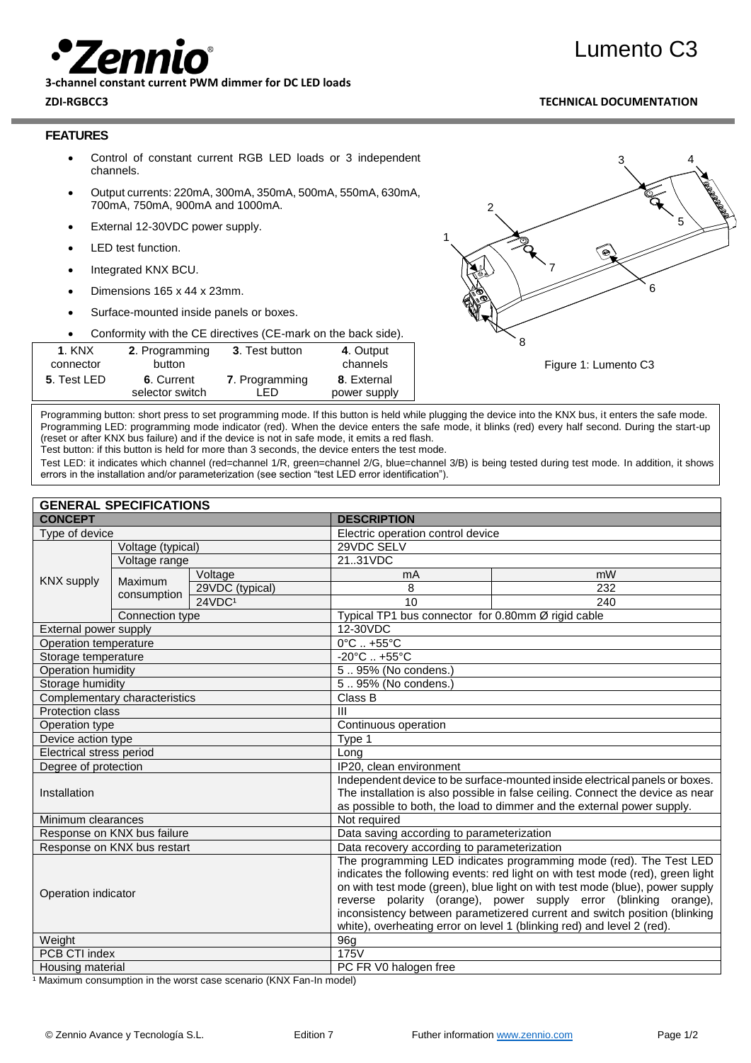# Zennio

**3-channel constant current PWM dimmer for DC LED loads**

**ZDI-RGBCC3**

# Lumento C3

**TECHNICAL DOCUMENTATION**

## FEATURES

- Control of constant current RGB LED loads or 3 independent channels.
- Output currents: 220mA, 300mA, 350mA, 500mA, 550mA, 630mA, 700mA, 750mA, 900mA and 1000mA.
- External 12-30VDC power supply.
- LED test function.
- Integrated KNX BCU.
- Dimensions 165 x 44 x 23mm.
- Surface-mounted inside panels or boxes.
- Conformity with the CE directives (CE-mark on the back side).

| **1**. KNX connector | **2**. Programming button | **3**. Test button | **4**. Output channels |
|---|---|---|---|
| **5**. Test LED | **6**. Current selector switch | **7**. Programming LED | **8**. External power supply |

Figure 1: Lumento C3

Programming button: short press to set programming mode. If this button is held while plugging the device into the KNX bus, it enters the safe mode.
Programming LED: programming mode indicator (red). When the device enters the safe mode, it blinks (red) every half second. During the start-up (reset or after KNX bus failure) and if the device is not in safe mode, it emits a red flash.
Test button: if this button is held for more than 3 seconds, the device enters the test mode.
Test LED: it indicates which channel (red=channel 1/R, green=channel 2/G, blue=channel 3/B) is being tested during test mode. In addition, it shows errors in the installation and/or parameterization (see section "test LED error identification").

## GENERAL SPECIFICATIONS

| CONCEPT | | | DESCRIPTION | |
|---|---|---|---|---|
| Type of device | | | Electric operation control device | |
| KNX supply | Voltage (typical) | | 29VDC SELV | |
| | Voltage range | | 21..31VDC | |
| | Maximum consumption | Voltage | mA | mW |
| | | 29VDC (typical) | 8 | 232 |
| | | 24VDC[1] | 10 | 240 |
| | Connection type | | Typical TP1 bus connector for 0.80mm Ø rigid cable | |
| External power supply | | | 12-30VDC | |
| Operation temperature | | | 0°C .. +55°C | |
| Storage temperature | | | -20°C .. +55°C | |
| Operation humidity | | | 5 .. 95% (No condens.) | |
| Storage humidity | | | 5 .. 95% (No condens.) | |
| Complementary characteristics | | | Class B | |
| Protection class | | | III | |
| Operation type | | | Continuous operation | |
| Device action type | | | Type 1 | |
| Electrical stress period | | | Long | |
| Degree of protection | | | IP20, clean environment | |
| Installation | | | Independent device to be surface-mounted inside electrical panels or boxes. The installation is also possible in false ceiling. Connect the device as near as possible to both, the load to dimmer and the external power supply. | |
| Minimum clearances | | | Not required | |
| Response on KNX bus failure | | | Data saving according to parameterization | |
| Response on KNX bus restart | | | Data recovery according to parameterization | |
| Operation indicator | | | The programming LED indicates programming mode (red). The Test LED indicates the following events: red light on with test mode (red), green light on with test mode (green), blue light on with test mode (blue), power supply reverse polarity (orange), power supply error (blinking orange), inconsistency between parametized current and switch position (blinking white), overheating error on level 1 (blinking red) and level 2 (red). | |
| Weight | | | 96g | |
| PCB CTI index | | | 175V | |
| Housing material | | | PC FR V0 halogen free | |

[1] Maximum consumption in the worst case scenario (KNX Fan-In model)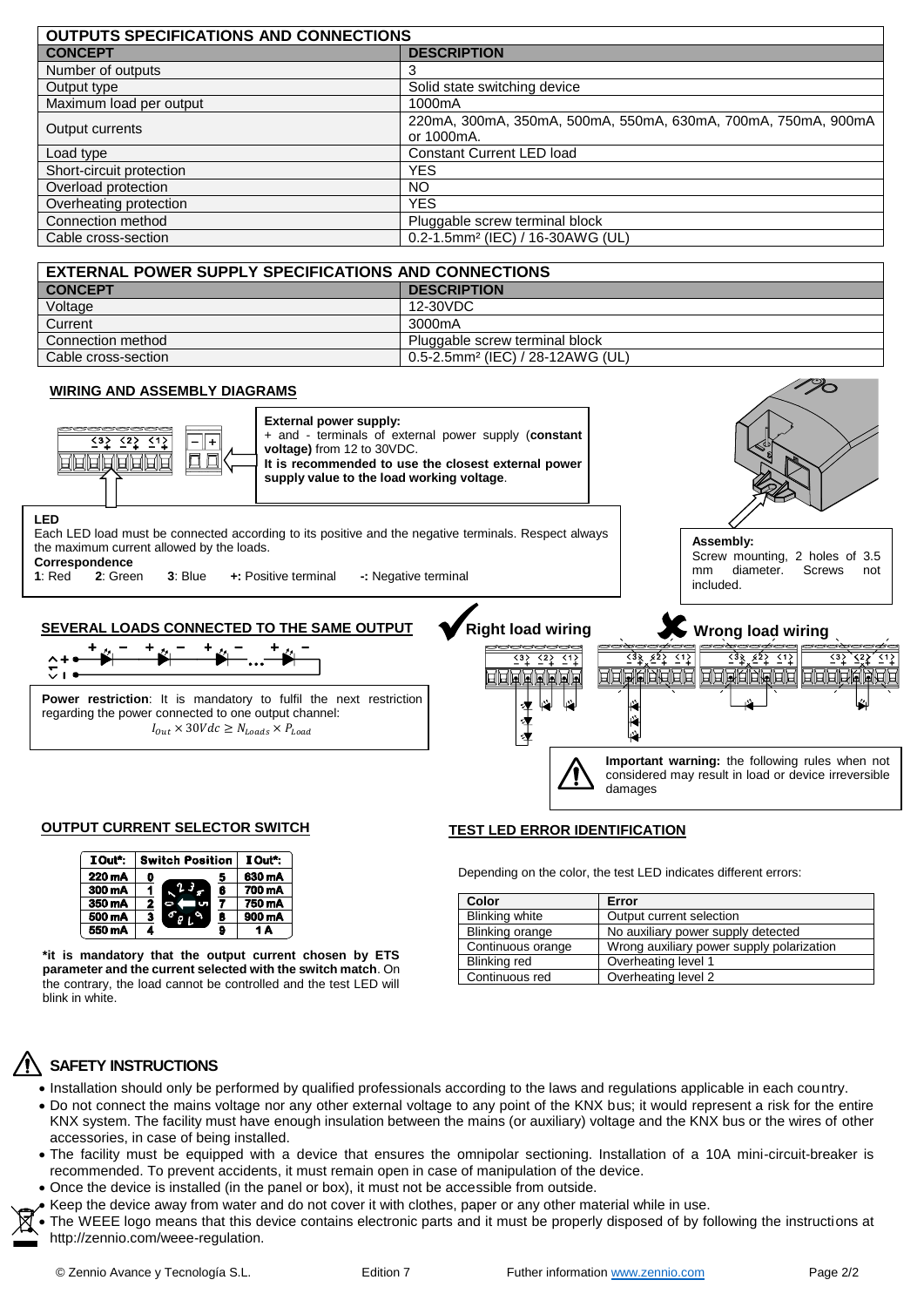| OUTPUTS SPECIFICATIONS AND CONNECTIONS | |
|---|---|
| **CONCEPT** | **DESCRIPTION** |
| Number of outputs | 3 |
| Output type | Solid state switching device |
| Maximum load per output | 1000mA |
| Output currents | 220mA, 300mA, 350mA, 500mA, 550mA, 630mA, 700mA, 750mA, 900mA or 1000mA. |
| Load type | Constant Current LED load |
| Short-circuit protection | YES |
| Overload protection | NO |
| Overheating protection | YES |
| Connection method | Pluggable screw terminal block |
| Cable cross-section | 0.2-1.5mm² (IEC) / 16-30AWG (UL) |

| EXTERNAL POWER SUPPLY SPECIFICATIONS AND CONNECTIONS | |
|---|---|
| **CONCEPT** | **DESCRIPTION** |
| Voltage | 12-30VDC |
| Current | 3000mA |
| Connection method | Pluggable screw terminal block |
| Cable cross-section | 0.5-2.5mm² (IEC) / 28-12AWG (UL) |

## WIRING AND ASSEMBLY DIAGRAMS

**External power supply:**
+ and - terminals of external power supply (**constant voltage)** from 12 to 30VDC.
**It is recommended to use the closest external power supply value to the load working voltage**.

**LED**
Each LED load must be connected according to its positive and the negative terminals. Respect always the maximum current allowed by the loads.
**Correspondence**
**1**: Red **2**: Green **3**: Blue **+:** Positive terminal **-:** Negative terminal

**Assembly:**
Screw mounting, 2 holes of 3.5 mm diameter. Screws not included.

### SEVERAL LOADS CONNECTED TO THE SAME OUTPUT

**Power restriction**: It is mandatory to fulfil the next restriction regarding the power connected to one output channel:

$$I_{Out} \times 30Vdc \geq N_{Loads} \times P_{Load}$$

**Right load wiring**

**Wrong load wiring**

**Important warning:** the following rules when not considered may result in load or device irreversible damages

### OUTPUT CURRENT SELECTOR SWITCH

| I Out*: | Switch Position | | I Out*: |
|---|---|---|---|
| 220 mA | 0 | 5 | 630 mA |
| 300 mA | 1 | 6 | 700 mA |
| 350 mA | 2 | 7 | 750 mA |
| 500 mA | 3 | 8 | 900 mA |
| 550 mA | 4 | 9 | 1 A |

**\*it is mandatory that the output current chosen by ETS parameter and the current selected with the switch match**. On the contrary, the load cannot be controlled and the test LED will blink in white.

### TEST LED ERROR IDENTIFICATION

Depending on the color, the test LED indicates different errors:

| Color | Error |
|---|---|
| Blinking white | Output current selection |
| Blinking orange | No auxiliary power supply detected |
| Continuous orange | Wrong auxiliary power supply polarization |
| Blinking red | Overheating level 1 |
| Continuous red | Overheating level 2 |

## SAFETY INSTRUCTIONS

- Installation should only be performed by qualified professionals according to the laws and regulations applicable in each country.
- Do not connect the mains voltage nor any other external voltage to any point of the KNX bus; it would represent a risk for the entire KNX system. The facility must have enough insulation between the mains (or auxiliary) voltage and the KNX bus or the wires of other accessories, in case of being installed.
- The facility must be equipped with a device that ensures the omnipolar sectioning. Installation of a 10A mini-circuit-breaker is recommended. To prevent accidents, it must remain open in case of manipulation of the device.
- Once the device is installed (in the panel or box), it must not be accessible from outside.
- Keep the device away from water and do not cover it with clothes, paper or any other material while in use.
- The WEEE logo means that this device contains electronic parts and it must be properly disposed of by following the instructions at http://zennio.com/weee-regulation.

© Zennio Avance y Tecnología S.L. Edition 7 Futher information www.zennio.com